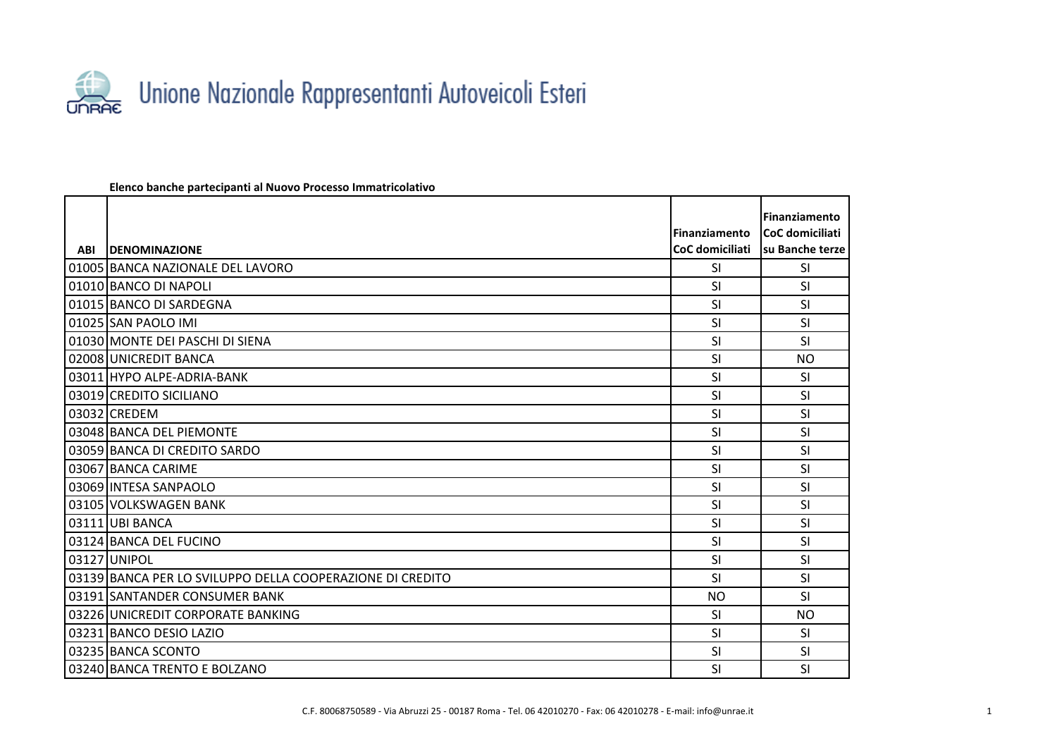# Unione Nazionale Rappresentanti Autoveicoli Esteri

**Elenco banche partecipanti al Nuovo Processo Immatricolativo**

| ABI | DENOMINAZIONE | Finanziamento CoC domiciliati | Finanziamento CoC domiciliati su Banche terze |
|---|---|---|---|
| 01005 | BANCA NAZIONALE DEL LAVORO | SI | SI |
| 01010 | BANCO DI NAPOLI | SI | SI |
| 01015 | BANCO DI SARDEGNA | SI | SI |
| 01025 | SAN PAOLO IMI | SI | SI |
| 01030 | MONTE DEI PASCHI DI SIENA | SI | SI |
| 02008 | UNICREDIT BANCA | SI | NO |
| 03011 | HYPO ALPE-ADRIA-BANK | SI | SI |
| 03019 | CREDITO SICILIANO | SI | SI |
| 03032 | CREDEM | SI | SI |
| 03048 | BANCA DEL PIEMONTE | SI | SI |
| 03059 | BANCA DI CREDITO SARDO | SI | SI |
| 03067 | BANCA CARIME | SI | SI |
| 03069 | INTESA SANPAOLO | SI | SI |
| 03105 | VOLKSWAGEN BANK | SI | SI |
| 03111 | UBI BANCA | SI | SI |
| 03124 | BANCA DEL FUCINO | SI | SI |
| 03127 | UNIPOL | SI | SI |
| 03139 | BANCA PER LO SVILUPPO DELLA COOPERAZIONE DI CREDITO | SI | SI |
| 03191 | SANTANDER CONSUMER BANK | NO | SI |
| 03226 | UNICREDIT CORPORATE BANKING | SI | NO |
| 03231 | BANCO DESIO LAZIO | SI | SI |
| 03235 | BANCA SCONTO | SI | SI |
| 03240 | BANCA TRENTO E BOLZANO | SI | SI |

C.F. 80068750589 - Via Abruzzi 25 - 00187 Roma - Tel. 06 42010270 - Fax: 06 42010278 - E-mail: info@unrae.it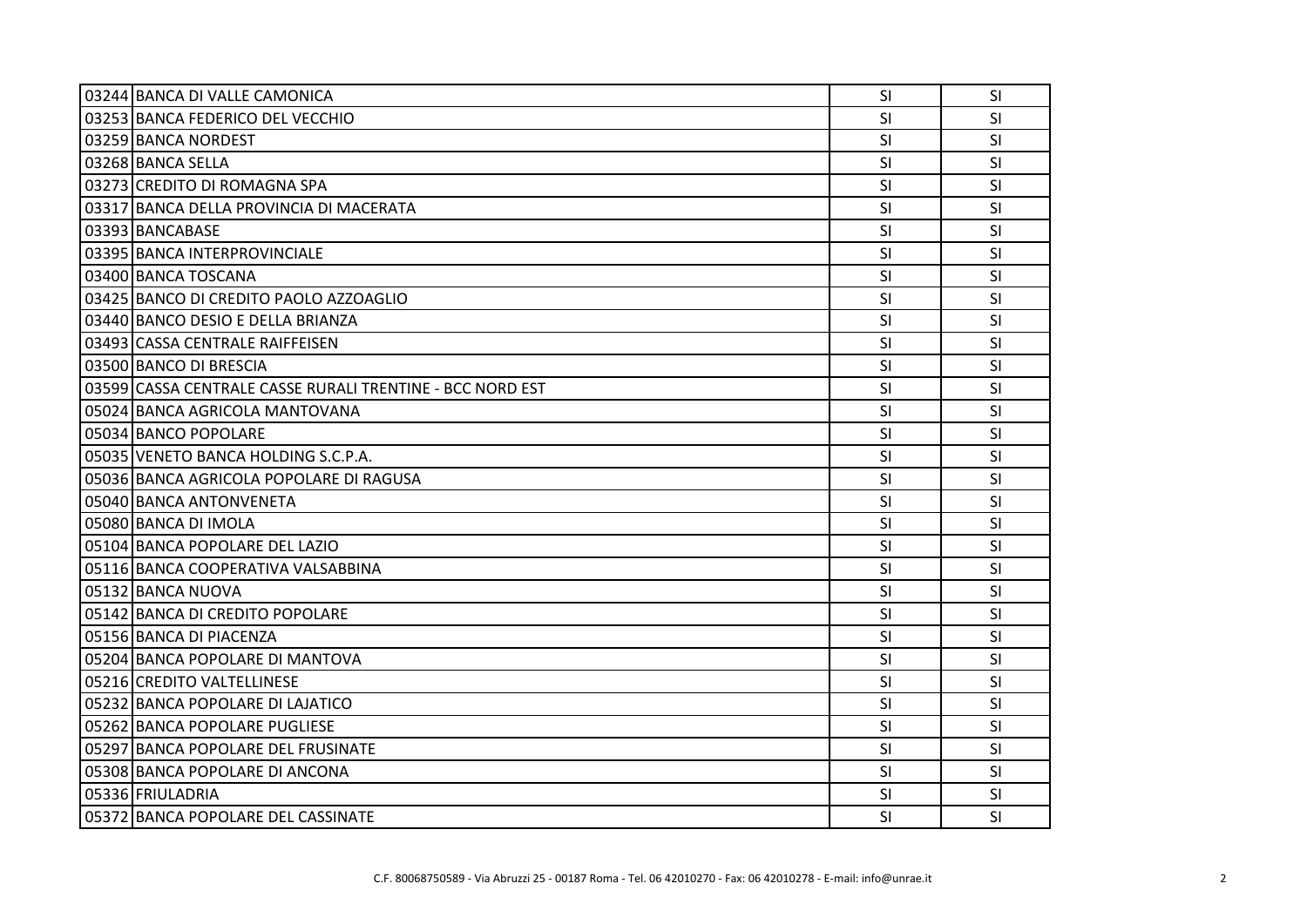| | | | |
|---|---|---|---|
| 03244 | BANCA DI VALLE CAMONICA | SI | SI |
| 03253 | BANCA FEDERICO DEL VECCHIO | SI | SI |
| 03259 | BANCA NORDEST | SI | SI |
| 03268 | BANCA SELLA | SI | SI |
| 03273 | CREDITO DI ROMAGNA SPA | SI | SI |
| 03317 | BANCA DELLA PROVINCIA DI MACERATA | SI | SI |
| 03393 | BANCABASE | SI | SI |
| 03395 | BANCA INTERPROVINCIALE | SI | SI |
| 03400 | BANCA TOSCANA | SI | SI |
| 03425 | BANCO DI CREDITO PAOLO AZZOAGLIO | SI | SI |
| 03440 | BANCO DESIO E DELLA BRIANZA | SI | SI |
| 03493 | CASSA CENTRALE RAIFFEISEN | SI | SI |
| 03500 | BANCO DI BRESCIA | SI | SI |
| 03599 | CASSA CENTRALE CASSE RURALI TRENTINE - BCC NORD EST | SI | SI |
| 05024 | BANCA AGRICOLA MANTOVANA | SI | SI |
| 05034 | BANCO POPOLARE | SI | SI |
| 05035 | VENETO BANCA HOLDING S.C.P.A. | SI | SI |
| 05036 | BANCA AGRICOLA POPOLARE DI RAGUSA | SI | SI |
| 05040 | BANCA ANTONVENETA | SI | SI |
| 05080 | BANCA DI IMOLA | SI | SI |
| 05104 | BANCA POPOLARE DEL LAZIO | SI | SI |
| 05116 | BANCA COOPERATIVA VALSABBINA | SI | SI |
| 05132 | BANCA NUOVA | SI | SI |
| 05142 | BANCA DI CREDITO POPOLARE | SI | SI |
| 05156 | BANCA DI PIACENZA | SI | SI |
| 05204 | BANCA POPOLARE DI MANTOVA | SI | SI |
| 05216 | CREDITO VALTELLINESE | SI | SI |
| 05232 | BANCA POPOLARE DI LAJATICO | SI | SI |
| 05262 | BANCA POPOLARE PUGLIESE | SI | SI |
| 05297 | BANCA POPOLARE DEL FRUSINATE | SI | SI |
| 05308 | BANCA POPOLARE DI ANCONA | SI | SI |
| 05336 | FRIULADRIA | SI | SI |
| 05372 | BANCA POPOLARE DEL CASSINATE | SI | SI |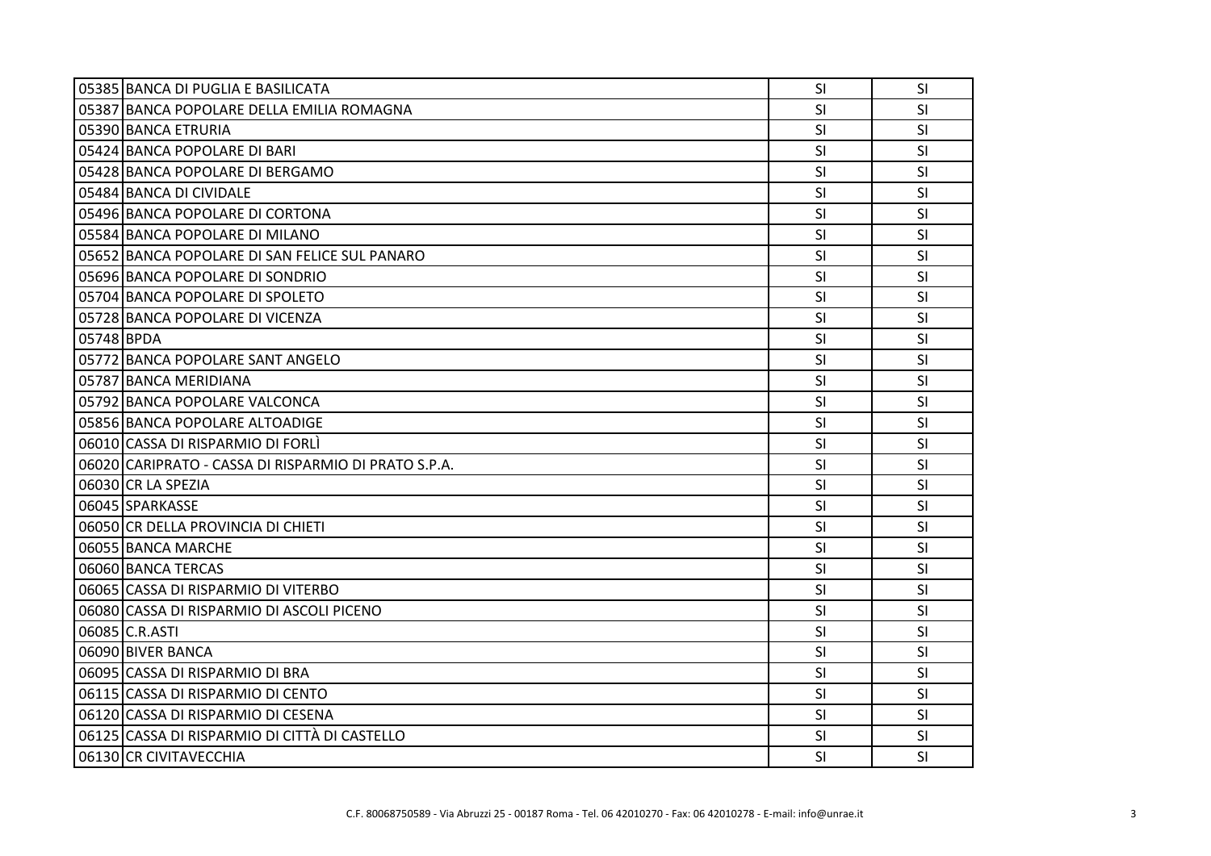| | | | |
|---|---|---|---|
| 05385 | BANCA DI PUGLIA E BASILICATA | SI | SI |
| 05387 | BANCA POPOLARE DELLA EMILIA ROMAGNA | SI | SI |
| 05390 | BANCA ETRURIA | SI | SI |
| 05424 | BANCA POPOLARE DI BARI | SI | SI |
| 05428 | BANCA POPOLARE DI BERGAMO | SI | SI |
| 05484 | BANCA DI CIVIDALE | SI | SI |
| 05496 | BANCA POPOLARE DI CORTONA | SI | SI |
| 05584 | BANCA POPOLARE DI MILANO | SI | SI |
| 05652 | BANCA POPOLARE DI SAN FELICE SUL PANARO | SI | SI |
| 05696 | BANCA POPOLARE DI SONDRIO | SI | SI |
| 05704 | BANCA POPOLARE DI SPOLETO | SI | SI |
| 05728 | BANCA POPOLARE DI VICENZA | SI | SI |
| 05748 | BPDA | SI | SI |
| 05772 | BANCA POPOLARE SANT ANGELO | SI | SI |
| 05787 | BANCA MERIDIANA | SI | SI |
| 05792 | BANCA POPOLARE VALCONCA | SI | SI |
| 05856 | BANCA POPOLARE ALTOADIGE | SI | SI |
| 06010 | CASSA DI RISPARMIO DI FORLÌ | SI | SI |
| 06020 | CARIPRATO - CASSA DI RISPARMIO DI PRATO S.P.A. | SI | SI |
| 06030 | CR LA SPEZIA | SI | SI |
| 06045 | SPARKASSE | SI | SI |
| 06050 | CR DELLA PROVINCIA DI CHIETI | SI | SI |
| 06055 | BANCA MARCHE | SI | SI |
| 06060 | BANCA TERCAS | SI | SI |
| 06065 | CASSA DI RISPARMIO DI VITERBO | SI | SI |
| 06080 | CASSA DI RISPARMIO DI ASCOLI PICENO | SI | SI |
| 06085 | C.R.ASTI | SI | SI |
| 06090 | BIVER BANCA | SI | SI |
| 06095 | CASSA DI RISPARMIO DI BRA | SI | SI |
| 06115 | CASSA DI RISPARMIO DI CENTO | SI | SI |
| 06120 | CASSA DI RISPARMIO DI CESENA | SI | SI |
| 06125 | CASSA DI RISPARMIO DI CITTÀ DI CASTELLO | SI | SI |
| 06130 | CR CIVITAVECCHIA | SI | SI |

C.F. 80068750589 - Via Abruzzi 25 - 00187 Roma - Tel. 06 42010270 - Fax: 06 42010278 - E-mail: info@unrae.it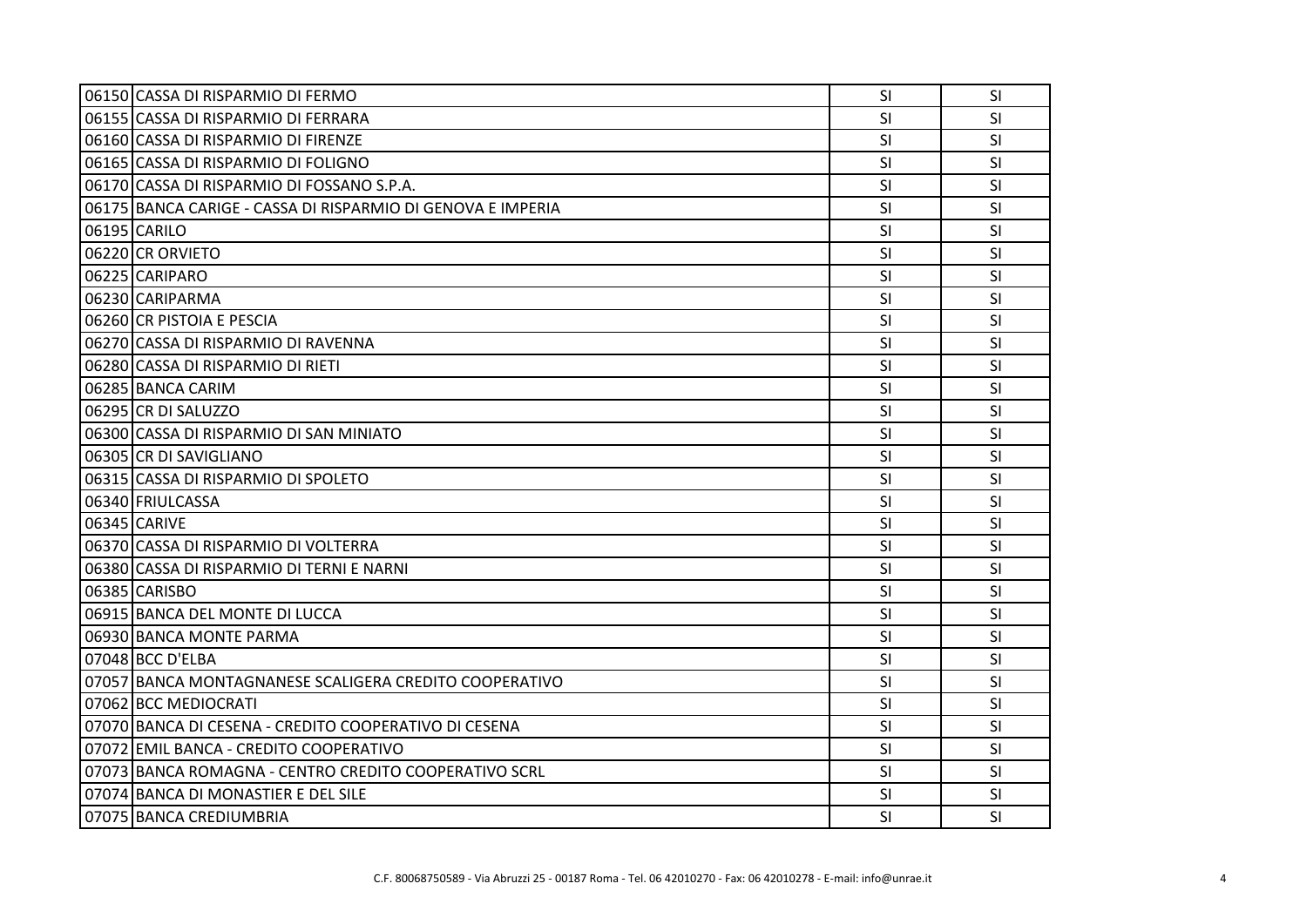| | | | |
|---|---|---|---|
| 06150 | CASSA DI RISPARMIO DI FERMO | SI | SI |
| 06155 | CASSA DI RISPARMIO DI FERRARA | SI | SI |
| 06160 | CASSA DI RISPARMIO DI FIRENZE | SI | SI |
| 06165 | CASSA DI RISPARMIO DI FOLIGNO | SI | SI |
| 06170 | CASSA DI RISPARMIO DI FOSSANO S.P.A. | SI | SI |
| 06175 | BANCA CARIGE - CASSA DI RISPARMIO DI GENOVA E IMPERIA | SI | SI |
| 06195 | CARILO | SI | SI |
| 06220 | CR ORVIETO | SI | SI |
| 06225 | CARIPARO | SI | SI |
| 06230 | CARIPARMA | SI | SI |
| 06260 | CR PISTOIA E PESCIA | SI | SI |
| 06270 | CASSA DI RISPARMIO DI RAVENNA | SI | SI |
| 06280 | CASSA DI RISPARMIO DI RIETI | SI | SI |
| 06285 | BANCA CARIM | SI | SI |
| 06295 | CR DI SALUZZO | SI | SI |
| 06300 | CASSA DI RISPARMIO DI SAN MINIATO | SI | SI |
| 06305 | CR DI SAVIGLIANO | SI | SI |
| 06315 | CASSA DI RISPARMIO DI SPOLETO | SI | SI |
| 06340 | FRIULCASSA | SI | SI |
| 06345 | CARIVE | SI | SI |
| 06370 | CASSA DI RISPARMIO DI VOLTERRA | SI | SI |
| 06380 | CASSA DI RISPARMIO DI TERNI E NARNI | SI | SI |
| 06385 | CARISBO | SI | SI |
| 06915 | BANCA DEL MONTE DI LUCCA | SI | SI |
| 06930 | BANCA MONTE PARMA | SI | SI |
| 07048 | BCC D'ELBA | SI | SI |
| 07057 | BANCA MONTAGNANESE SCALIGERA CREDITO COOPERATIVO | SI | SI |
| 07062 | BCC MEDIOCRATI | SI | SI |
| 07070 | BANCA DI CESENA - CREDITO COOPERATIVO DI CESENA | SI | SI |
| 07072 | EMIL BANCA - CREDITO COOPERATIVO | SI | SI |
| 07073 | BANCA ROMAGNA - CENTRO CREDITO COOPERATIVO SCRL | SI | SI |
| 07074 | BANCA DI MONASTIER E DEL SILE | SI | SI |
| 07075 | BANCA CREDIUMBRIA | SI | SI |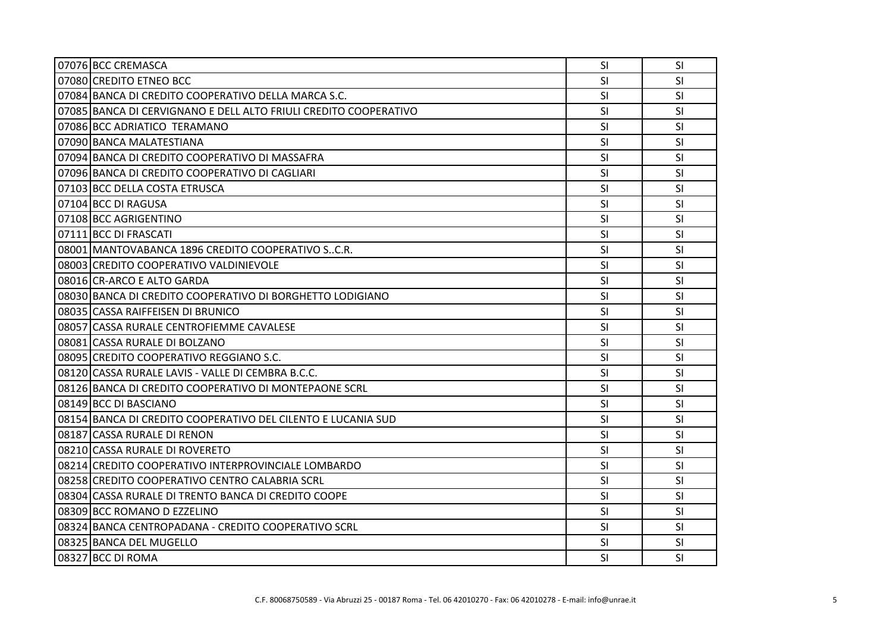| | | | |
|---|---|---|---|
| 07076 | BCC CREMASCA | SI | SI |
| 07080 | CREDITO ETNEO BCC | SI | SI |
| 07084 | BANCA DI CREDITO COOPERATIVO DELLA MARCA S.C. | SI | SI |
| 07085 | BANCA DI CERVIGNANO E DELL ALTO FRIULI CREDITO COOPERATIVO | SI | SI |
| 07086 | BCC ADRIATICO TERAMANO | SI | SI |
| 07090 | BANCA MALATESTIANA | SI | SI |
| 07094 | BANCA DI CREDITO COOPERATIVO DI MASSAFRA | SI | SI |
| 07096 | BANCA DI CREDITO COOPERATIVO DI CAGLIARI | SI | SI |
| 07103 | BCC DELLA COSTA ETRUSCA | SI | SI |
| 07104 | BCC DI RAGUSA | SI | SI |
| 07108 | BCC AGRIGENTINO | SI | SI |
| 07111 | BCC DI FRASCATI | SI | SI |
| 08001 | MANTOVABANCA 1896 CREDITO COOPERATIVO S..C.R. | SI | SI |
| 08003 | CREDITO COOPERATIVO VALDINIEVOLE | SI | SI |
| 08016 | CR-ARCO E ALTO GARDA | SI | SI |
| 08030 | BANCA DI CREDITO COOPERATIVO DI BORGHETTO LODIGIANO | SI | SI |
| 08035 | CASSA RAIFFEISEN DI BRUNICO | SI | SI |
| 08057 | CASSA RURALE CENTROFIEMME CAVALESE | SI | SI |
| 08081 | CASSA RURALE DI BOLZANO | SI | SI |
| 08095 | CREDITO COOPERATIVO REGGIANO S.C. | SI | SI |
| 08120 | CASSA RURALE LAVIS - VALLE DI CEMBRA B.C.C. | SI | SI |
| 08126 | BANCA DI CREDITO COOPERATIVO DI MONTEPAONE SCRL | SI | SI |
| 08149 | BCC DI BASCIANO | SI | SI |
| 08154 | BANCA DI CREDITO COOPERATIVO DEL CILENTO E LUCANIA SUD | SI | SI |
| 08187 | CASSA RURALE DI RENON | SI | SI |
| 08210 | CASSA RURALE DI ROVERETO | SI | SI |
| 08214 | CREDITO COOPERATIVO INTERPROVINCIALE LOMBARDO | SI | SI |
| 08258 | CREDITO COOPERATIVO CENTRO CALABRIA SCRL | SI | SI |
| 08304 | CASSA RURALE DI TRENTO BANCA DI CREDITO COOPE | SI | SI |
| 08309 | BCC ROMANO D EZZELINO | SI | SI |
| 08324 | BANCA CENTROPADANA - CREDITO COOPERATIVO SCRL | SI | SI |
| 08325 | BANCA DEL MUGELLO | SI | SI |
| 08327 | BCC DI ROMA | SI | SI |

C.F. 80068750589 - Via Abruzzi 25 - 00187 Roma - Tel. 06 42010270 - Fax: 06 42010278 - E-mail: info@unrae.it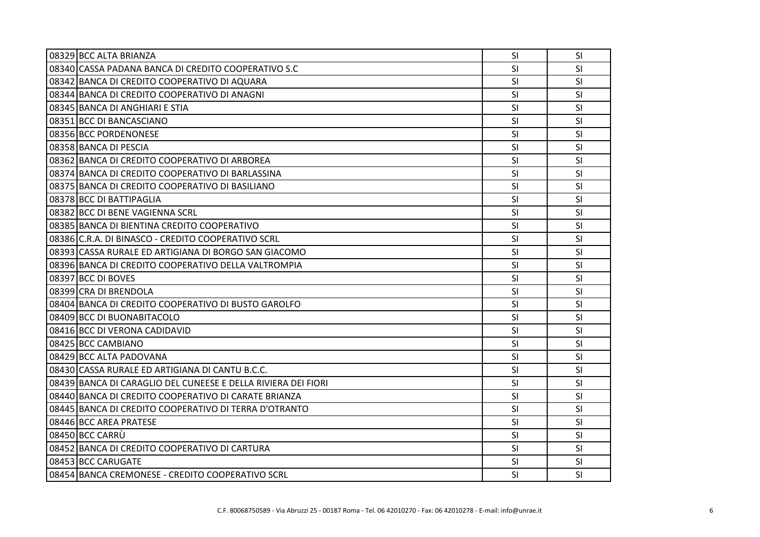| | | | |
|---|---|---|---|
| 08329 | BCC ALTA BRIANZA | SI | SI |
| 08340 | CASSA PADANA BANCA DI CREDITO COOPERATIVO S.C | SI | SI |
| 08342 | BANCA DI CREDITO COOPERATIVO DI AQUARA | SI | SI |
| 08344 | BANCA DI CREDITO COOPERATIVO DI ANAGNI | SI | SI |
| 08345 | BANCA DI ANGHIARI E STIA | SI | SI |
| 08351 | BCC DI BANCASCIANO | SI | SI |
| 08356 | BCC PORDENONESE | SI | SI |
| 08358 | BANCA DI PESCIA | SI | SI |
| 08362 | BANCA DI CREDITO COOPERATIVO DI ARBOREA | SI | SI |
| 08374 | BANCA DI CREDITO COOPERATIVO DI BARLASSINA | SI | SI |
| 08375 | BANCA DI CREDITO COOPERATIVO DI BASILIANO | SI | SI |
| 08378 | BCC DI BATTIPAGLIA | SI | SI |
| 08382 | BCC DI BENE VAGIENNA SCRL | SI | SI |
| 08385 | BANCA DI BIENTINA CREDITO COOPERATIVO | SI | SI |
| 08386 | C.R.A. DI BINASCO - CREDITO COOPERATIVO SCRL | SI | SI |
| 08393 | CASSA RURALE ED ARTIGIANA DI BORGO SAN GIACOMO | SI | SI |
| 08396 | BANCA DI CREDITO COOPERATIVO DELLA VALTROMPIA | SI | SI |
| 08397 | BCC DI BOVES | SI | SI |
| 08399 | CRA DI BRENDOLA | SI | SI |
| 08404 | BANCA DI CREDITO COOPERATIVO DI BUSTO GAROLFO | SI | SI |
| 08409 | BCC DI BUONABITACOLO | SI | SI |
| 08416 | BCC DI VERONA CADIDAVID | SI | SI |
| 08425 | BCC CAMBIANO | SI | SI |
| 08429 | BCC ALTA PADOVANA | SI | SI |
| 08430 | CASSA RURALE ED ARTIGIANA DI CANTU B.C.C. | SI | SI |
| 08439 | BANCA DI CARAGLIO DEL CUNEESE E DELLA RIVIERA DEI FIORI | SI | SI |
| 08440 | BANCA DI CREDITO COOPERATIVO DI CARATE BRIANZA | SI | SI |
| 08445 | BANCA DI CREDITO COOPERATIVO DI TERRA D'OTRANTO | SI | SI |
| 08446 | BCC AREA PRATESE | SI | SI |
| 08450 | BCC CARRÙ | SI | SI |
| 08452 | BANCA DI CREDITO COOPERATIVO DI CARTURA | SI | SI |
| 08453 | BCC CARUGATE | SI | SI |
| 08454 | BANCA CREMONESE - CREDITO COOPERATIVO SCRL | SI | SI |

C.F. 80068750589 - Via Abruzzi 25 - 00187 Roma - Tel. 06 42010270 - Fax: 06 42010278 - E-mail: info@unrae.it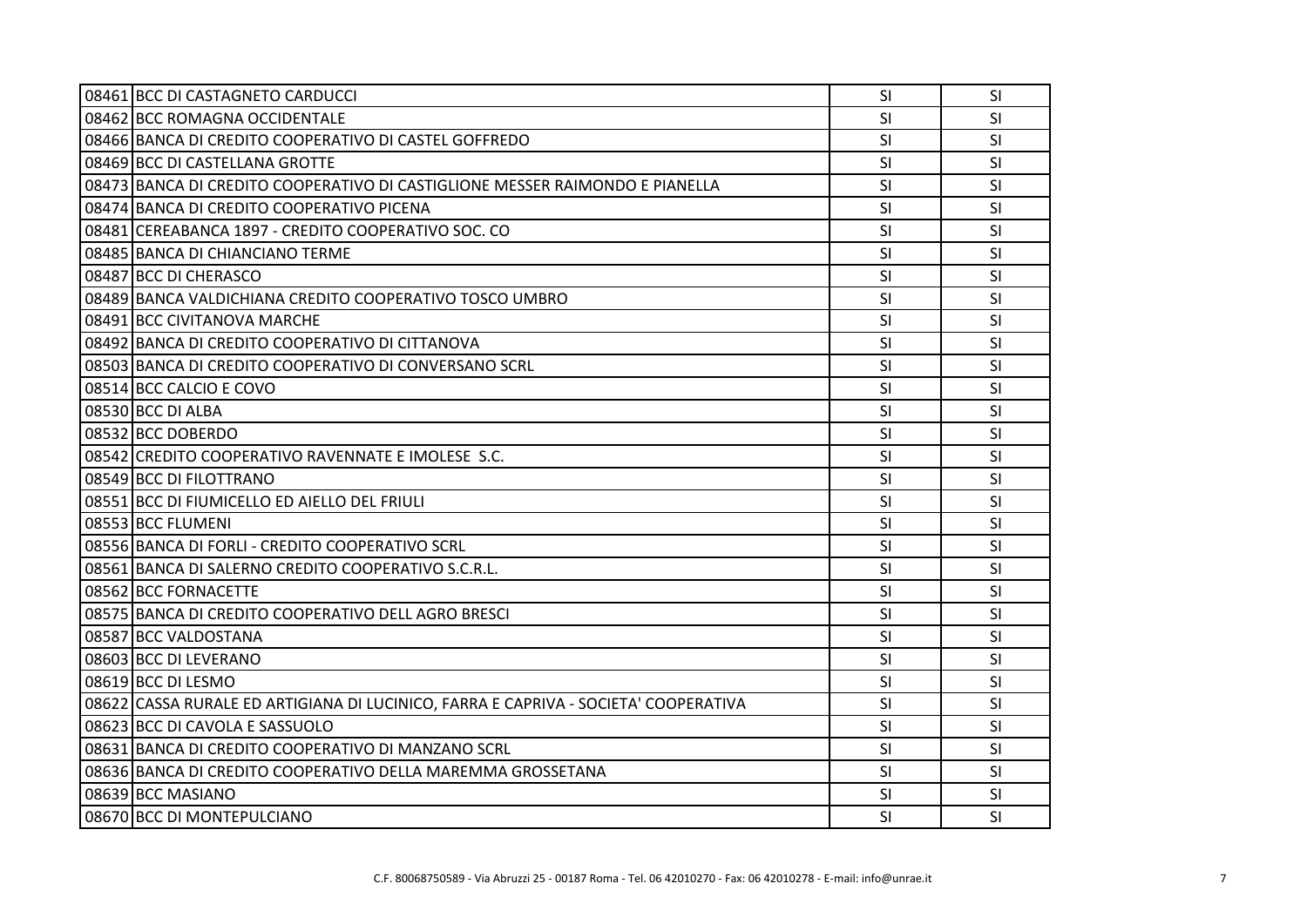| | | | |
|---|---|---|---|
| 08461 | BCC DI CASTAGNETO CARDUCCI | SI | SI |
| 08462 | BCC ROMAGNA OCCIDENTALE | SI | SI |
| 08466 | BANCA DI CREDITO COOPERATIVO DI CASTEL GOFFREDO | SI | SI |
| 08469 | BCC DI CASTELLANA GROTTE | SI | SI |
| 08473 | BANCA DI CREDITO COOPERATIVO DI CASTIGLIONE MESSER RAIMONDO E PIANELLA | SI | SI |
| 08474 | BANCA DI CREDITO COOPERATIVO PICENA | SI | SI |
| 08481 | CEREABANCA 1897 - CREDITO COOPERATIVO SOC. CO | SI | SI |
| 08485 | BANCA DI CHIANCIANO TERME | SI | SI |
| 08487 | BCC DI CHERASCO | SI | SI |
| 08489 | BANCA VALDICHIANA CREDITO COOPERATIVO TOSCO UMBRO | SI | SI |
| 08491 | BCC CIVITANOVA MARCHE | SI | SI |
| 08492 | BANCA DI CREDITO COOPERATIVO DI CITTANOVA | SI | SI |
| 08503 | BANCA DI CREDITO COOPERATIVO DI CONVERSANO SCRL | SI | SI |
| 08514 | BCC CALCIO E COVO | SI | SI |
| 08530 | BCC DI ALBA | SI | SI |
| 08532 | BCC DOBERDO | SI | SI |
| 08542 | CREDITO COOPERATIVO RAVENNATE E IMOLESE S.C. | SI | SI |
| 08549 | BCC DI FILOTTRANO | SI | SI |
| 08551 | BCC DI FIUMICELLO ED AIELLO DEL FRIULI | SI | SI |
| 08553 | BCC FLUMENI | SI | SI |
| 08556 | BANCA DI FORLI - CREDITO COOPERATIVO SCRL | SI | SI |
| 08561 | BANCA DI SALERNO CREDITO COOPERATIVO S.C.R.L. | SI | SI |
| 08562 | BCC FORNACETTE | SI | SI |
| 08575 | BANCA DI CREDITO COOPERATIVO DELL AGRO BRESCI | SI | SI |
| 08587 | BCC VALDOSTANA | SI | SI |
| 08603 | BCC DI LEVERANO | SI | SI |
| 08619 | BCC DI LESMO | SI | SI |
| 08622 | CASSA RURALE ED ARTIGIANA DI LUCINICO, FARRA E CAPRIVA - SOCIETA' COOPERATIVA | SI | SI |
| 08623 | BCC DI CAVOLA E SASSUOLO | SI | SI |
| 08631 | BANCA DI CREDITO COOPERATIVO DI MANZANO SCRL | SI | SI |
| 08636 | BANCA DI CREDITO COOPERATIVO DELLA MAREMMA GROSSETANA | SI | SI |
| 08639 | BCC MASIANO | SI | SI |
| 08670 | BCC DI MONTEPULCIANO | SI | SI |

C.F. 80068750589 - Via Abruzzi 25 - 00187 Roma - Tel. 06 42010270 - Fax: 06 42010278 - E-mail: info@unrae.it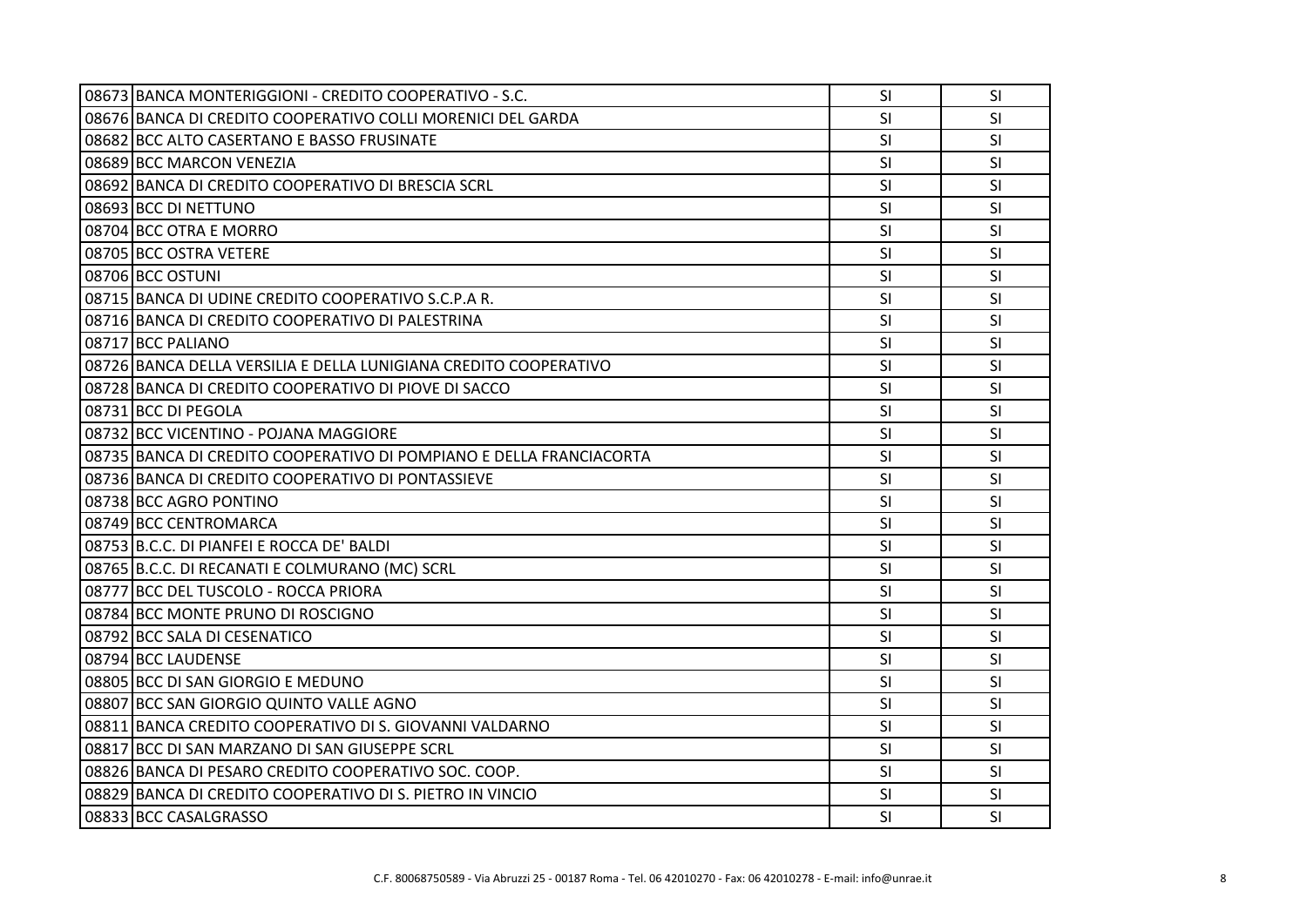| | | | |
|---|---|---|---|
| 08673 | BANCA MONTERIGGIONI - CREDITO COOPERATIVO - S.C. | SI | SI |
| 08676 | BANCA DI CREDITO COOPERATIVO COLLI MORENICI DEL GARDA | SI | SI |
| 08682 | BCC ALTO CASERTANO E BASSO FRUSINATE | SI | SI |
| 08689 | BCC MARCON VENEZIA | SI | SI |
| 08692 | BANCA DI CREDITO COOPERATIVO DI BRESCIA SCRL | SI | SI |
| 08693 | BCC DI NETTUNO | SI | SI |
| 08704 | BCC OTRA E MORRO | SI | SI |
| 08705 | BCC OSTRA VETERE | SI | SI |
| 08706 | BCC OSTUNI | SI | SI |
| 08715 | BANCA DI UDINE CREDITO COOPERATIVO S.C.P.A R. | SI | SI |
| 08716 | BANCA DI CREDITO COOPERATIVO DI PALESTRINA | SI | SI |
| 08717 | BCC PALIANO | SI | SI |
| 08726 | BANCA DELLA VERSILIA E DELLA LUNIGIANA CREDITO COOPERATIVO | SI | SI |
| 08728 | BANCA DI CREDITO COOPERATIVO DI PIOVE DI SACCO | SI | SI |
| 08731 | BCC DI PEGOLA | SI | SI |
| 08732 | BCC VICENTINO - POJANA MAGGIORE | SI | SI |
| 08735 | BANCA DI CREDITO COOPERATIVO DI POMPIANO E DELLA FRANCIACORTA | SI | SI |
| 08736 | BANCA DI CREDITO COOPERATIVO DI PONTASSIEVE | SI | SI |
| 08738 | BCC AGRO PONTINO | SI | SI |
| 08749 | BCC CENTROMARCA | SI | SI |
| 08753 | B.C.C. DI PIANFEI E ROCCA DE' BALDI | SI | SI |
| 08765 | B.C.C. DI RECANATI E COLMURANO (MC) SCRL | SI | SI |
| 08777 | BCC DEL TUSCOLO - ROCCA PRIORA | SI | SI |
| 08784 | BCC MONTE PRUNO DI ROSCIGNO | SI | SI |
| 08792 | BCC SALA DI CESENATICO | SI | SI |
| 08794 | BCC LAUDENSE | SI | SI |
| 08805 | BCC DI SAN GIORGIO E MEDUNO | SI | SI |
| 08807 | BCC SAN GIORGIO QUINTO VALLE AGNO | SI | SI |
| 08811 | BANCA CREDITO COOPERATIVO DI S. GIOVANNI VALDARNO | SI | SI |
| 08817 | BCC DI SAN MARZANO DI SAN GIUSEPPE SCRL | SI | SI |
| 08826 | BANCA DI PESARO CREDITO COOPERATIVO SOC. COOP. | SI | SI |
| 08829 | BANCA DI CREDITO COOPERATIVO DI S. PIETRO IN VINCIO | SI | SI |
| 08833 | BCC CASALGRASSO | SI | SI |

C.F. 80068750589 - Via Abruzzi 25 - 00187 Roma - Tel. 06 42010270 - Fax: 06 42010278 - E-mail: info@unrae.it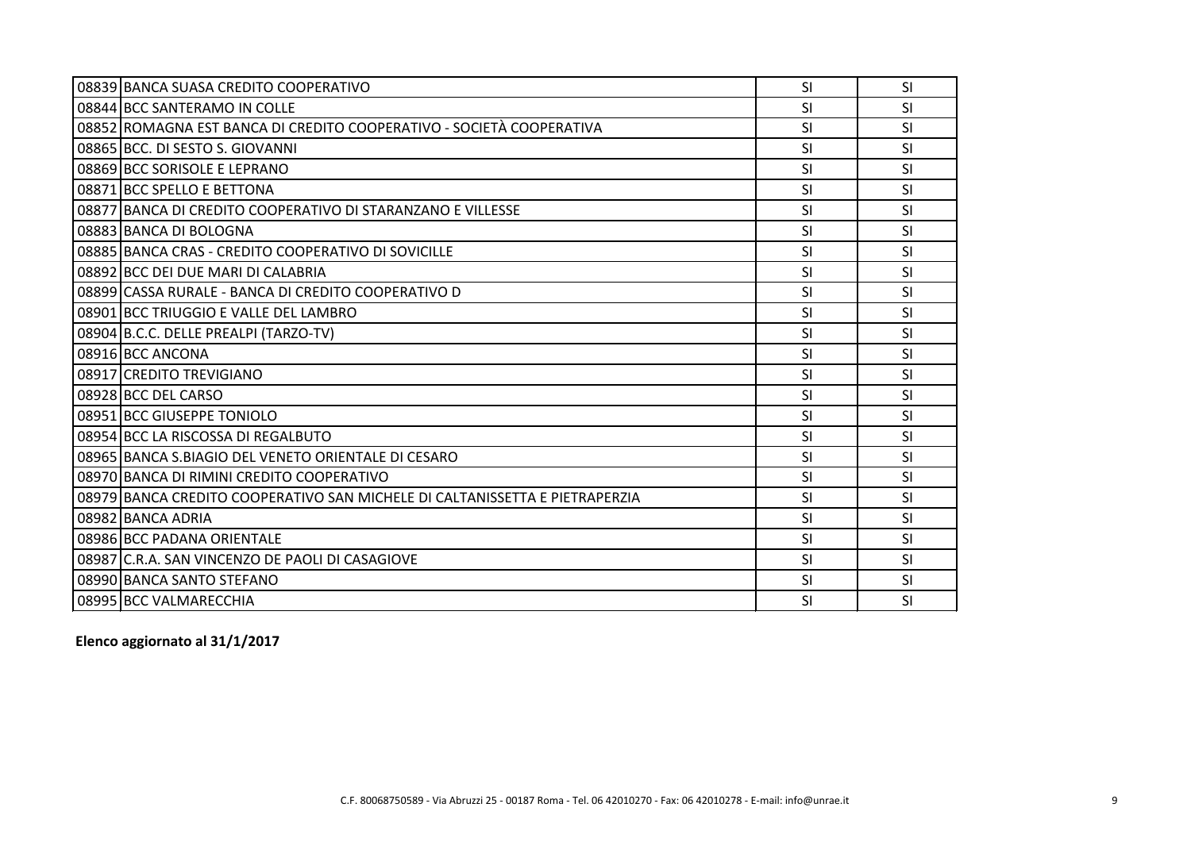| | | | |
|---|---|---|---|
| 08839 | BANCA SUASA CREDITO COOPERATIVO | SI | SI |
| 08844 | BCC SANTERAMO IN COLLE | SI | SI |
| 08852 | ROMAGNA EST BANCA DI CREDITO COOPERATIVO - SOCIETÀ COOPERATIVA | SI | SI |
| 08865 | BCC. DI SESTO S. GIOVANNI | SI | SI |
| 08869 | BCC SORISOLE E LEPRANO | SI | SI |
| 08871 | BCC SPELLO E BETTONA | SI | SI |
| 08877 | BANCA DI CREDITO COOPERATIVO DI STARANZANO E VILLESSE | SI | SI |
| 08883 | BANCA DI BOLOGNA | SI | SI |
| 08885 | BANCA CRAS - CREDITO COOPERATIVO DI SOVICILLE | SI | SI |
| 08892 | BCC DEI DUE MARI DI CALABRIA | SI | SI |
| 08899 | CASSA RURALE - BANCA DI CREDITO COOPERATIVO D | SI | SI |
| 08901 | BCC TRIUGGIO E VALLE DEL LAMBRO | SI | SI |
| 08904 | B.C.C. DELLE PREALPI (TARZO-TV) | SI | SI |
| 08916 | BCC ANCONA | SI | SI |
| 08917 | CREDITO TREVIGIANO | SI | SI |
| 08928 | BCC DEL CARSO | SI | SI |
| 08951 | BCC GIUSEPPE TONIOLO | SI | SI |
| 08954 | BCC LA RISCOSSA DI REGALBUTO | SI | SI |
| 08965 | BANCA S.BIAGIO DEL VENETO ORIENTALE DI CESARO | SI | SI |
| 08970 | BANCA DI RIMINI CREDITO COOPERATIVO | SI | SI |
| 08979 | BANCA CREDITO COOPERATIVO SAN MICHELE DI CALTANISSETTA E PIETRAPERZIA | SI | SI |
| 08982 | BANCA ADRIA | SI | SI |
| 08986 | BCC PADANA ORIENTALE | SI | SI |
| 08987 | C.R.A. SAN VINCENZO DE PAOLI DI CASAGIOVE | SI | SI |
| 08990 | BANCA SANTO STEFANO | SI | SI |
| 08995 | BCC VALMARECCHIA | SI | SI |

**Elenco aggiornato al 31/1/2017**